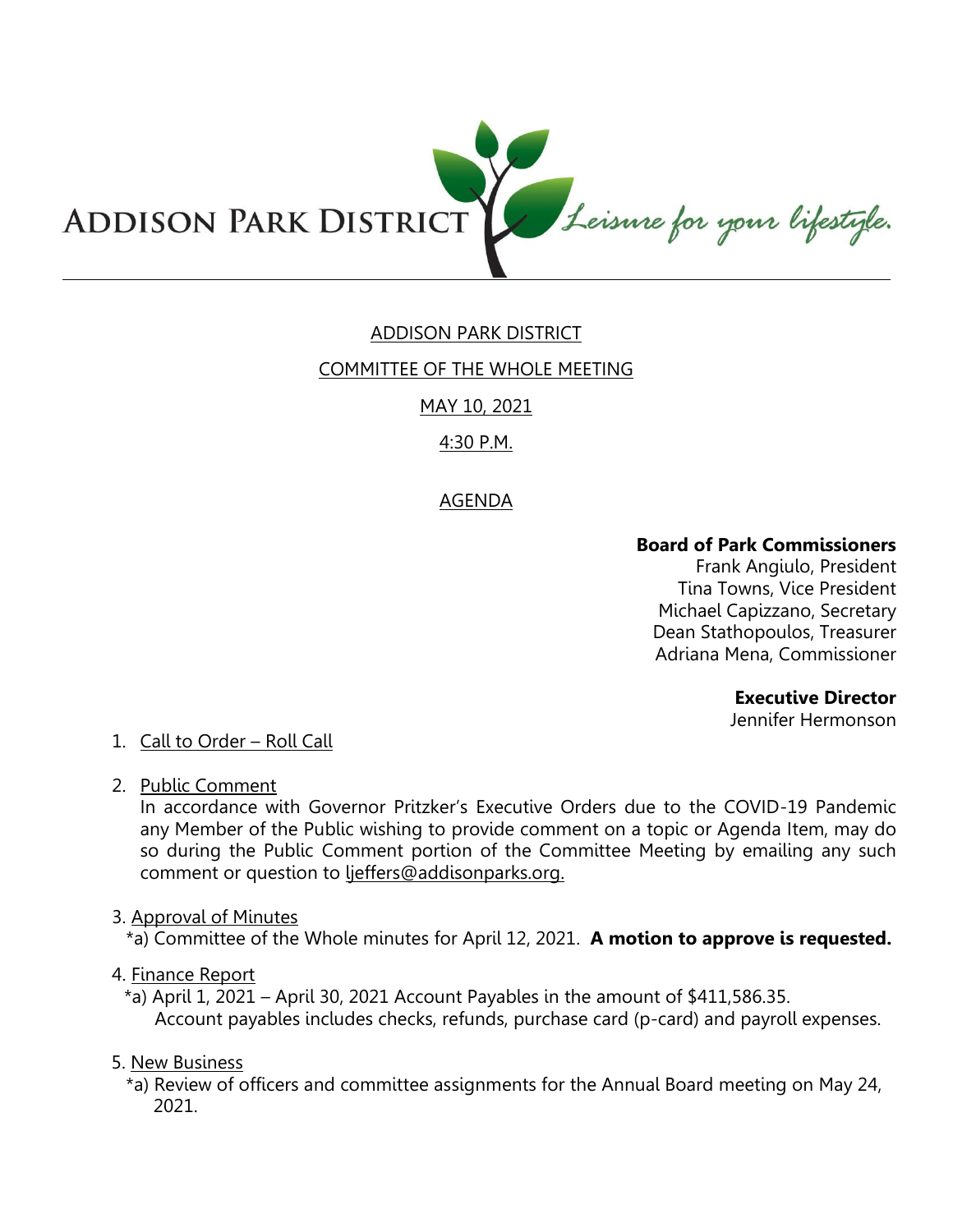ADDISON PARK DISTRICT *Leisure for your lifestyle.*

# ADDISON PARK DISTRICT

## COMMITTEE OF THE WHOLE MEETING

## MAY 10, 2021

## 4:30 P.M.

## AGENDA

**Board of Park Commissioners**
Frank Angiulo, President
Tina Towns, Vice President
Michael Capizzano, Secretary
Dean Stathopoulos, Treasurer
Adriana Mena, Commissioner

**Executive Director**
Jennifer Hermonson

1. Call to Order – Roll Call

2. Public Comment
   In accordance with Governor Pritzker's Executive Orders due to the COVID-19 Pandemic any Member of the Public wishing to provide comment on a topic or Agenda Item, may do so during the Public Comment portion of the Committee Meeting by emailing any such comment or question to ljeffers@addisonparks.org.

3. Approval of Minutes
   *a) Committee of the Whole minutes for April 12, 2021. **A motion to approve is requested.**

4. Finance Report
   *a) April 1, 2021 – April 30, 2021 Account Payables in the amount of $411,586.35.
   Account payables includes checks, refunds, purchase card (p-card) and payroll expenses.

5. New Business
   *a) Review of officers and committee assignments for the Annual Board meeting on May 24, 2021.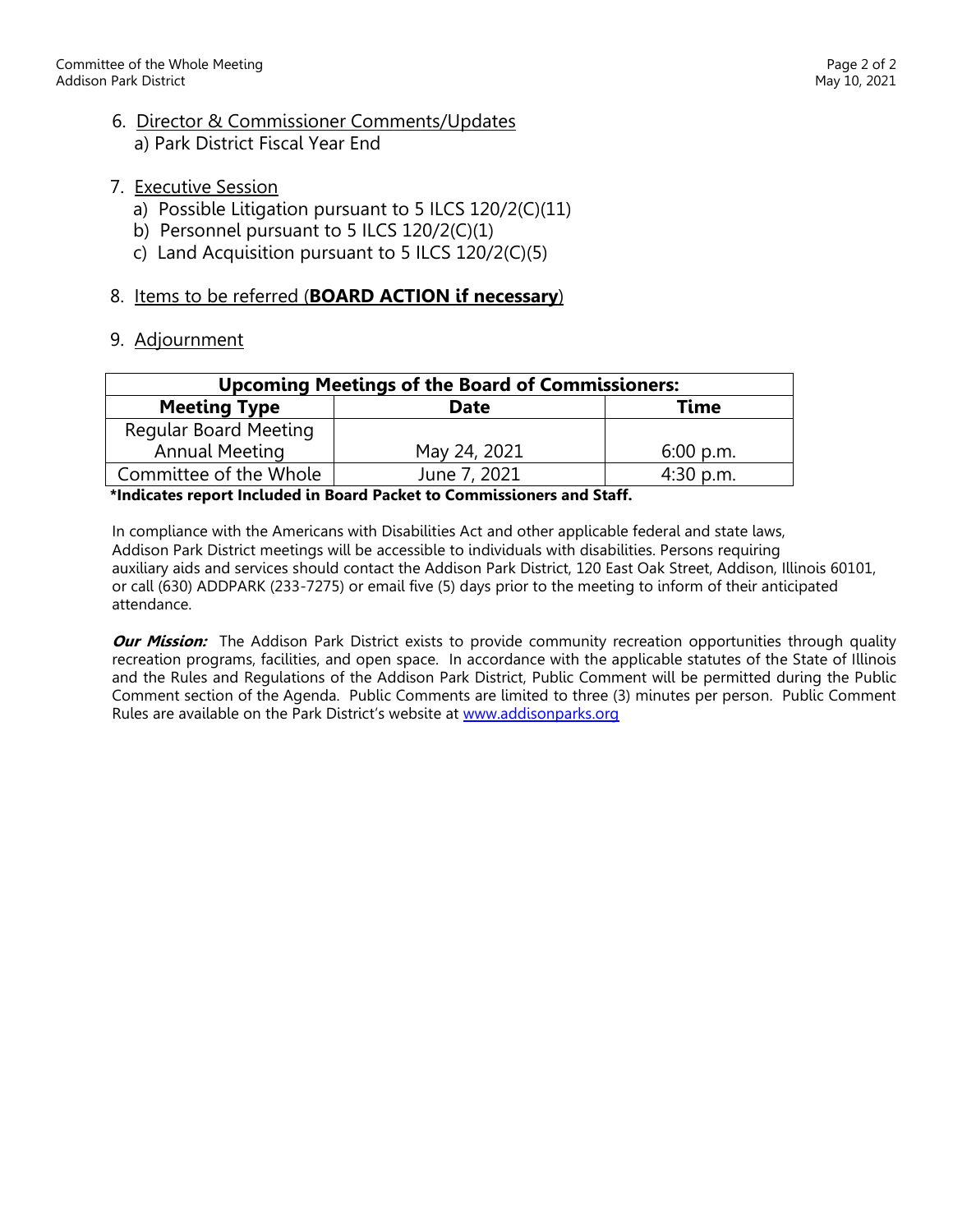6. Director & Commissioner Comments/Updates
   a) Park District Fiscal Year End

7. Executive Session
   a) Possible Litigation pursuant to 5 ILCS 120/2(C)(11)
   b) Personnel pursuant to 5 ILCS 120/2(C)(1)
   c) Land Acquisition pursuant to 5 ILCS 120/2(C)(5)

8. Items to be referred (**BOARD ACTION if necessary**)

9. Adjournment

| **Upcoming Meetings of the Board of Commissioners:** | | |
|---|---|---|
| **Meeting Type** | **Date** | **Time** |
| Regular Board Meeting Annual Meeting | May 24, 2021 | 6:00 p.m. |
| Committee of the Whole | June 7, 2021 | 4:30 p.m. |

**\*Indicates report Included in Board Packet to Commissioners and Staff.**

In compliance with the Americans with Disabilities Act and other applicable federal and state laws, Addison Park District meetings will be accessible to individuals with disabilities. Persons requiring auxiliary aids and services should contact the Addison Park District, 120 East Oak Street, Addison, Illinois 60101, or call (630) ADDPARK (233-7275) or email five (5) days prior to the meeting to inform of their anticipated attendance.

***Our Mission:*** The Addison Park District exists to provide community recreation opportunities through quality recreation programs, facilities, and open space. In accordance with the applicable statutes of the State of Illinois and the Rules and Regulations of the Addison Park District, Public Comment will be permitted during the Public Comment section of the Agenda. Public Comments are limited to three (3) minutes per person. Public Comment Rules are available on the Park District's website at www.addisonparks.org